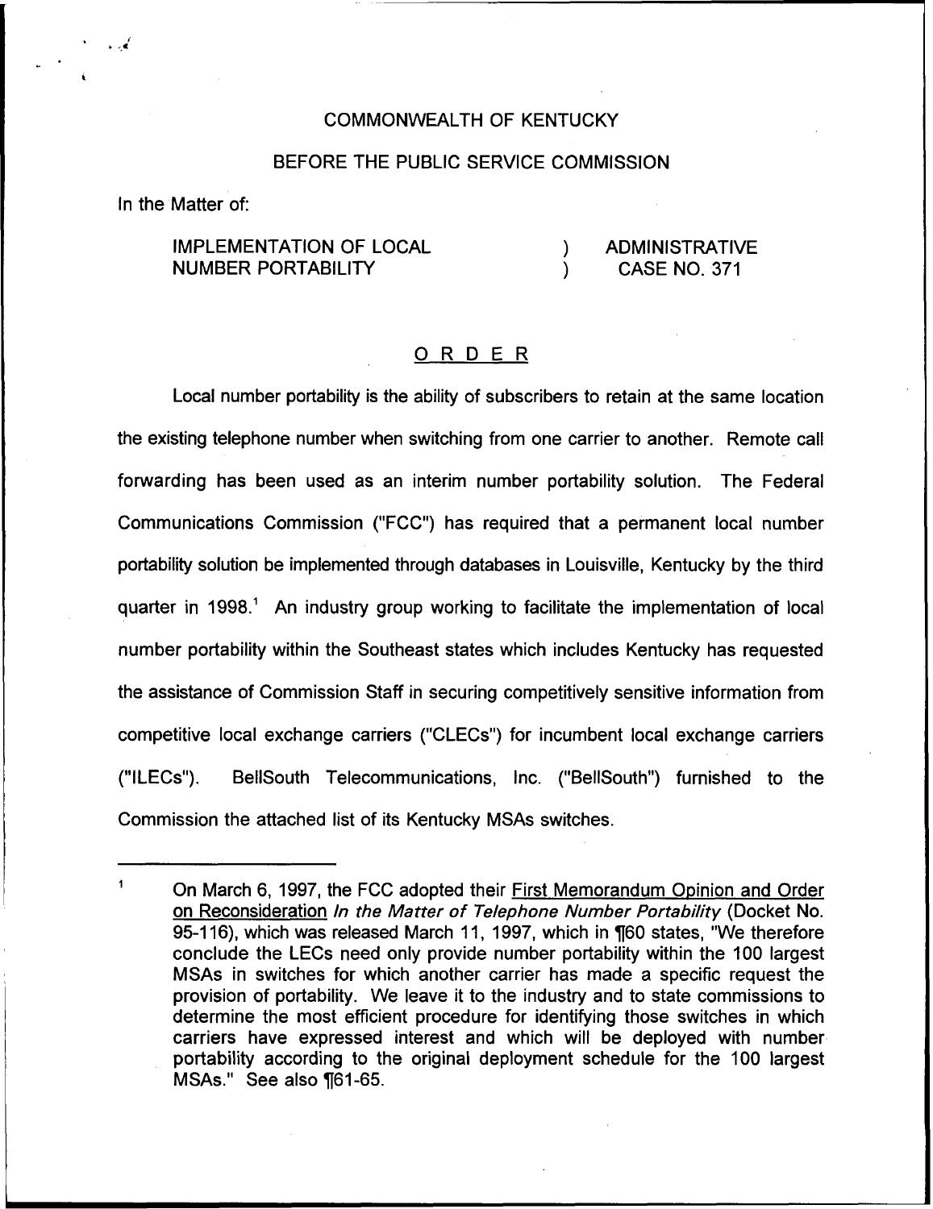COMMONWEALTH OF KENTUCKY

BEFORE THE PUBLIC SERVICE COMMISSION

In the Matter of:

IMPLEMENTATION OF LOCAL NUMBER PORTABILITY ) ADMINISTRATIVE CASE NO. 371

## ORDER

Local number portability is the ability of subscribers to retain at the same location the existing telephone number when switching from one carrier to another. Remote call forwarding has been used as an interim number portability solution. The Federal Communications Commission ("FCC") has required that a permanent local number portability solution be implemented through databases in Louisville, Kentucky by the third quarter in 1998.[1] An industry group working to facilitate the implementation of local number portability within the Southeast states which includes Kentucky has requested the assistance of Commission Staff in securing competitively sensitive information from competitive local exchange carriers ("CLECs") for incumbent local exchange carriers ("ILECs"). BellSouth Telecommunications, Inc. ("BellSouth") furnished to the Commission the attached list of its Kentucky MSAs switches.

---

[1] On March 6, 1997, the FCC adopted their First Memorandum Opinion and Order on Reconsideration *In the Matter of Telephone Number Portability* (Docket No. 95-116), which was released March 11, 1997, which in ¶60 states, "We therefore conclude the LECs need only provide number portability within the 100 largest MSAs in switches for which another carrier has made a specific request the provision of portability. We leave it to the industry and to state commissions to determine the most efficient procedure for identifying those switches in which carriers have expressed interest and which will be deployed with number portability according to the original deployment schedule for the 100 largest MSAs." See also ¶61-65.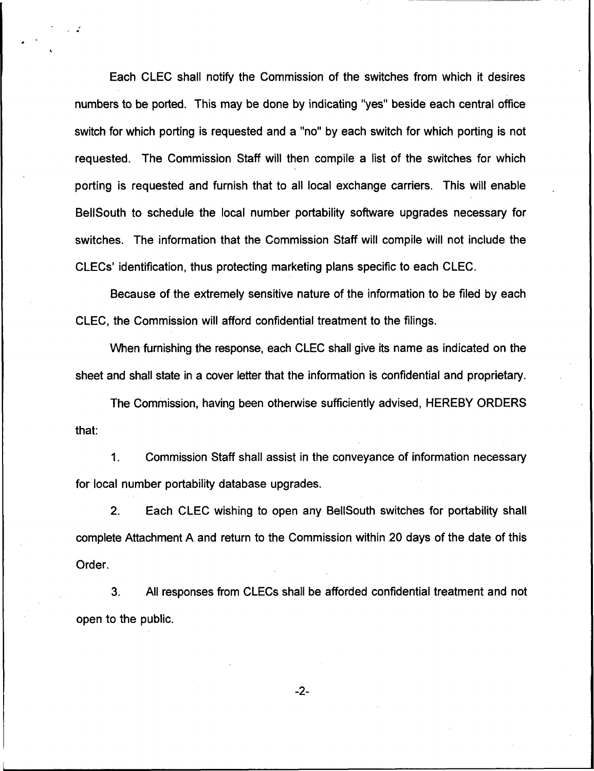Each CLEC shall notify the Commission of the switches from which it desires numbers to be ported. This may be done by indicating "yes" beside each central office switch for which porting is requested and a "no" by each switch for which porting is not requested. The Commission Staff will then compile a list of the switches for which porting is requested and furnish that to all local exchange carriers. This will enable BellSouth to schedule the local number portability software upgrades necessary for switches. The information that the Commission Staff will compile will not include the CLECs' identification, thus protecting marketing plans specific to each CLEC.

Because of the extremely sensitive nature of the information to be filed by each CLEC, the Commission will afford confidential treatment to the filings.

When furnishing the response, each CLEC shall give its name as indicated on the sheet and shall state in a cover letter that the information is confidential and proprietary.

The Commission, having been otherwise sufficiently advised, HEREBY ORDERS that:

1. Commission Staff shall assist in the conveyance of information necessary for local number portability database upgrades.

2. Each CLEC wishing to open any BellSouth switches for portability shall complete Attachment A and return to the Commission within 20 days of the date of this Order.

3. All responses from CLECs shall be afforded confidential treatment and not open to the public.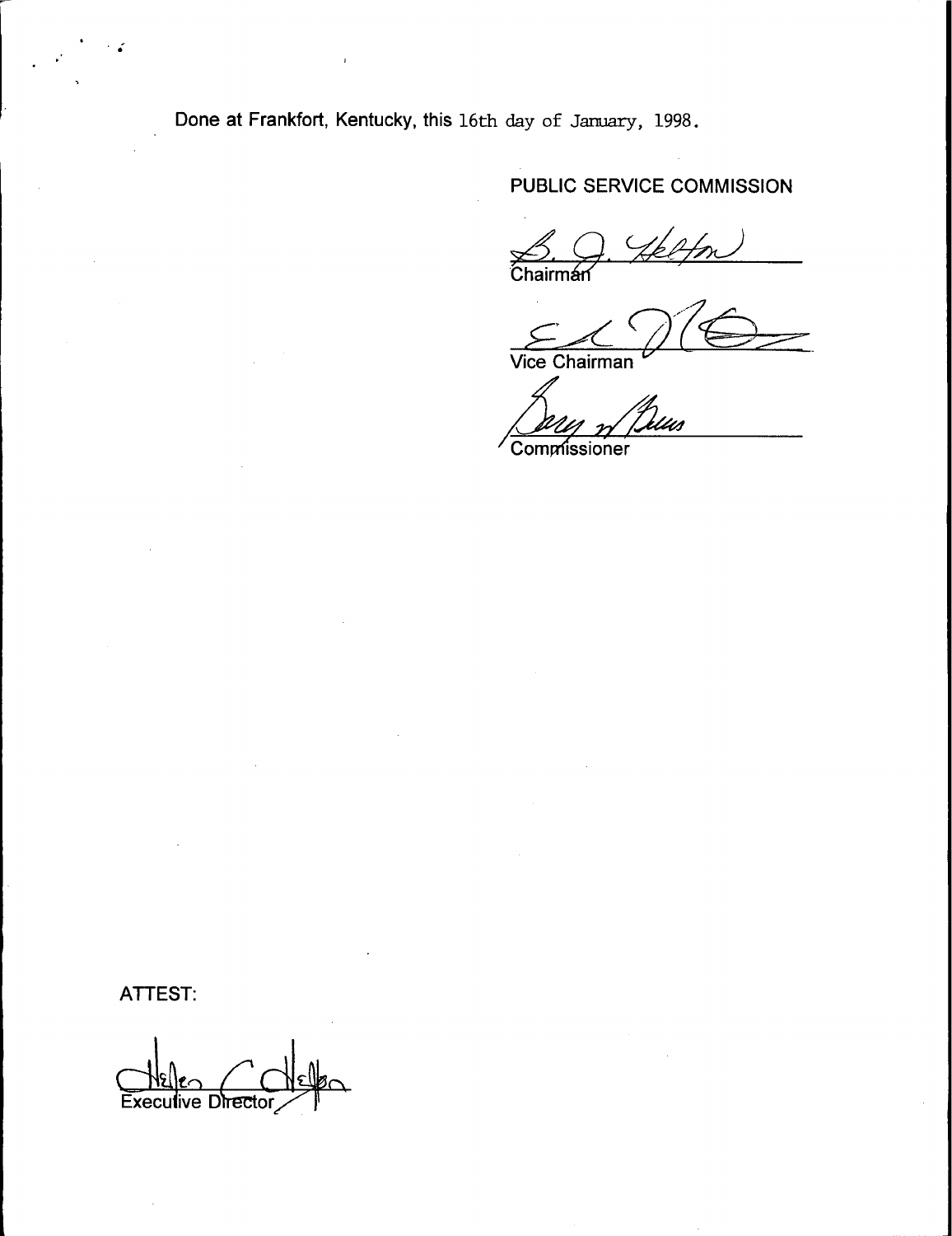Done at Frankfort, Kentucky, this 16th day of January, 1998.

PUBLIC SERVICE COMMISSION

Chairman

Vice Chairman

Commissioner

ATTEST:

Executive Director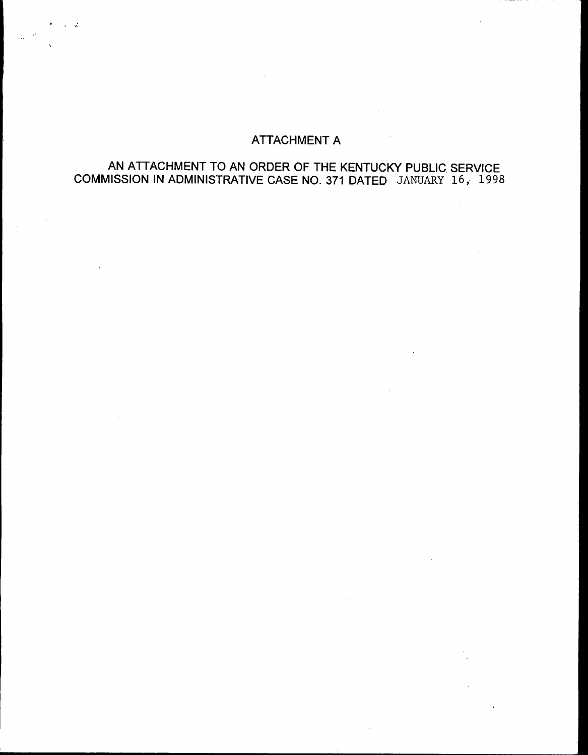# ATTACHMENT A

AN ATTACHMENT TO AN ORDER OF THE KENTUCKY PUBLIC SERVICE COMMISSION IN ADMINISTRATIVE CASE NO. 371 DATED JANUARY 16, 1998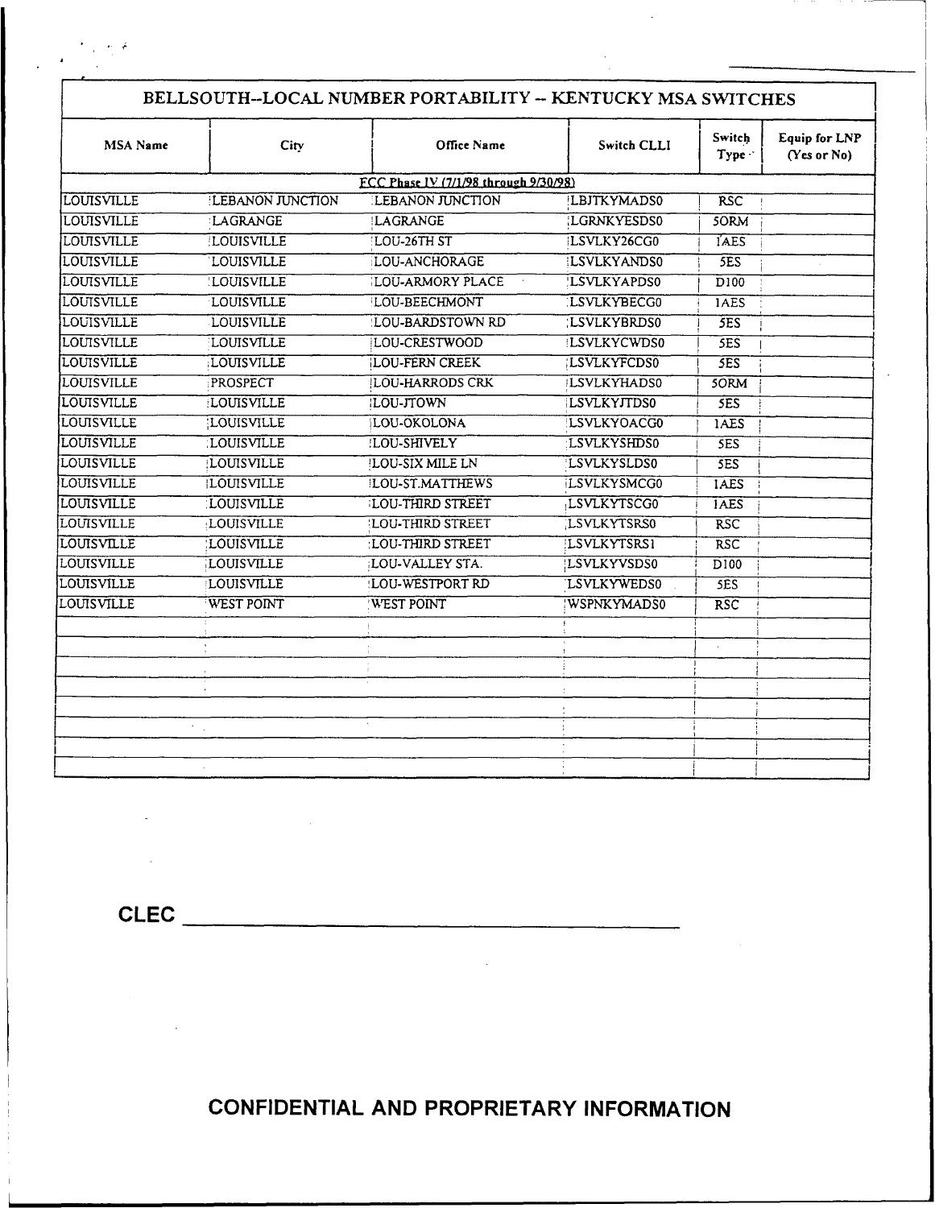## BELLSOUTH--LOCAL NUMBER PORTABILITY -- KENTUCKY MSA SWITCHES

| MSA Name | City | Office Name | Switch CLLI | Switch Type | Equip for LNP (Yes or No) |
|---|---|---|---|---|---|
| | | FCC Phase IV (7/1/98 through 9/30/98) | | | |
| LOUISVILLE | LEBANON JUNCTION | LEBANON JUNCTION | LBJTKYMADS0 | RSC | |
| LOUISVILLE | LAGRANGE | LAGRANGE | LGRNKYESDS0 | 5ORM | |
| LOUISVILLE | LOUISVILLE | LOU-26TH ST | LSVLKY26CG0 | 1AES | |
| LOUISVILLE | LOUISVILLE | LOU-ANCHORAGE | LSVLKYANDS0 | 5ES | |
| LOUISVILLE | LOUISVILLE | LOU-ARMORY PLACE | LSVLKYAPDS0 | D100 | |
| LOUISVILLE | LOUISVILLE | LOU-BEECHMONT | LSVLKYBECG0 | 1AES | |
| LOUISVILLE | LOUISVILLE | LOU-BARDSTOWN RD | LSVLKYBRDS0 | 5ES | |
| LOUISVILLE | LOUISVILLE | LOU-CRESTWOOD | LSVLKYCWDS0 | 5ES | |
| LOUISVILLE | LOUISVILLE | LOU-FERN CREEK | LSVLKYFCDS0 | 5ES | |
| LOUISVILLE | PROSPECT | LOU-HARRODS CRK | LSVLKYHADS0 | 5ORM | |
| LOUISVILLE | LOUISVILLE | LOU-JTOWN | LSVLKYJTDS0 | 5ES | |
| LOUISVILLE | LOUISVILLE | LOU-OKOLONA | LSVLKYOACG0 | 1AES | |
| LOUISVILLE | LOUISVILLE | LOU-SHIVELY | LSVLKYSHDS0 | 5ES | |
| LOUISVILLE | LOUISVILLE | LOU-SIX MILE LN | LSVLKYSLDS0 | 5ES | |
| LOUISVILLE | LOUISVILLE | LOU-ST.MATTHEWS | LSVLKYSMCG0 | 1AES | |
| LOUISVILLE | LOUISVILLE | LOU-THIRD STREET | LSVLKYTSCG0 | 1AES | |
| LOUISVILLE | LOUISVILLE | LOU-THIRD STREET | LSVLKYTSRS0 | RSC | |
| LOUISVILLE | LOUISVILLE | LOU-THIRD STREET | LSVLKYTSRS1 | RSC | |
| LOUISVILLE | LOUISVILLE | LOU-VALLEY STA. | LSVLKYVSDS0 | D100 | |
| LOUISVILLE | LOUISVILLE | LOU-WESTPORT RD | LSVLKYWEDS0 | 5ES | |
| LOUISVILLE | WEST POINT | WEST POINT | WSPNKYMADS0 | RSC | |
| | | | | | |
| | | | | | |
| | | | | | |
| | | | | | |
| | | | | | |
| | | | | | |
| | | | | | |
| | | | | | |

CLEC ______________________________

**CONFIDENTIAL AND PROPRIETARY INFORMATION**